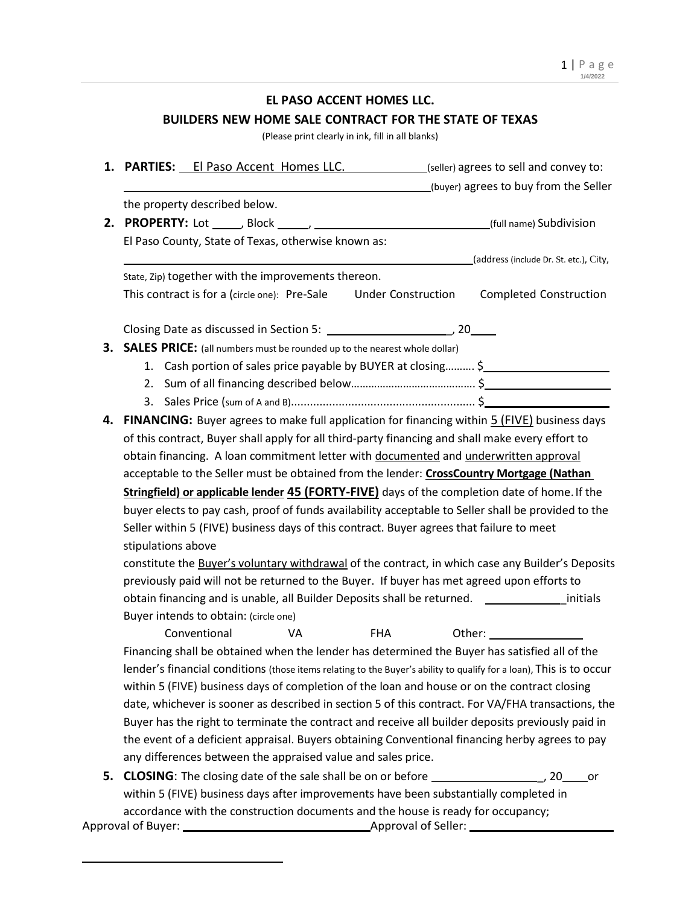# EL PASO ACCENT HOMES LLC.

## BUILDERS NEW HOME SALE CONTRACT FOR THE STATE OF TEXAS

(Please print clearly in ink, fill in all blanks)

1. **PARTIES:** El Paso Accent Homes LLC. ____________(seller) agrees to sell and convey to: ________________________________________________(buyer) agrees to buy from the Seller the property described below.

2. **PROPERTY:** Lot _____, Block _____, ____________________________(full name) Subdivision El Paso County, State of Texas, otherwise known as:
________________________________________________________(address (include Dr. St. etc.), City, State, Zip) together with the improvements thereon.
This contract is for a (circle one): Pre-Sale Under Construction Completed Construction

   Closing Date as discussed in Section 5: ___________________, 20____

3. **SALES PRICE:** (all numbers must be rounded up to the nearest whole dollar)
   1. Cash portion of sales price payable by BUYER at closing………. $___________________
   2. Sum of all financing described below……………………………………. $___________________
   3. Sales Price (sum of A and B)........................................................ $___________________

4. **FINANCING:** Buyer agrees to make full application for financing within 5 (FIVE) business days of this contract, Buyer shall apply for all third-party financing and shall make every effort to obtain financing. A loan commitment letter with documented and underwritten approval acceptable to the Seller must be obtained from the lender: **CrossCountry Mortgage (Nathan Stringfield) or applicable lender 45 (FORTY-FIVE)** days of the completion date of home. If the buyer elects to pay cash, proof of funds availability acceptable to Seller shall be provided to the Seller within 5 (FIVE) business days of this contract. Buyer agrees that failure to meet stipulations above
constitute the Buyer's voluntary withdrawal of the contract, in which case any Builder's Deposits previously paid will not be returned to the Buyer. If buyer has met agreed upon efforts to obtain financing and is unable, all Builder Deposits shall be returned. ____________initials
Buyer intends to obtain: (circle one)
Conventional VA FHA Other: _______________
Financing shall be obtained when the lender has determined the Buyer has satisfied all of the lender's financial conditions (those items relating to the Buyer's ability to qualify for a loan), This is to occur within 5 (FIVE) business days of completion of the loan and house or on the contract closing date, whichever is sooner as described in section 5 of this contract. For VA/FHA transactions, the Buyer has the right to terminate the contract and receive all builder deposits previously paid in the event of a deficient appraisal. Buyers obtaining Conventional financing herby agrees to pay any differences between the appraised value and sales price.

5. **CLOSING**: The closing date of the sale shall be on or before _________________, 20____ or within 5 (FIVE) business days after improvements have been substantially completed in accordance with the construction documents and the house is ready for occupancy;

Approval of Buyer: ______________________________ Approval of Seller: ______________________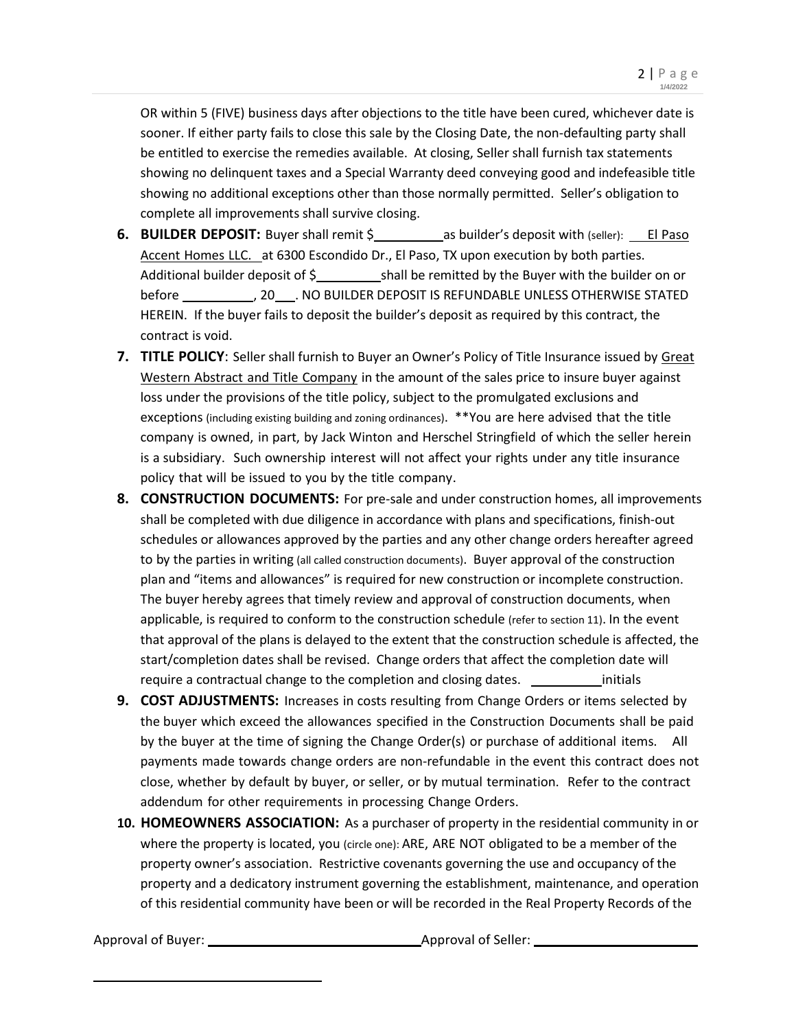OR within 5 (FIVE) business days after objections to the title have been cured, whichever date is sooner. If either party fails to close this sale by the Closing Date, the non-defaulting party shall be entitled to exercise the remedies available. At closing, Seller shall furnish tax statements showing no delinquent taxes and a Special Warranty deed conveying good and indefeasible title showing no additional exceptions other than those normally permitted. Seller's obligation to complete all improvements shall survive closing.

6. **BUILDER DEPOSIT:** Buyer shall remit $__________ as builder's deposit with (seller): El Paso Accent Homes LLC. at 6300 Escondido Dr., El Paso, TX upon execution by both parties. Additional builder deposit of $__________ shall be remitted by the Buyer with the builder on or before __________, 20___. NO BUILDER DEPOSIT IS REFUNDABLE UNLESS OTHERWISE STATED HEREIN. If the buyer fails to deposit the builder's deposit as required by this contract, the contract is void.

7. **TITLE POLICY**: Seller shall furnish to Buyer an Owner's Policy of Title Insurance issued by Great Western Abstract and Title Company in the amount of the sales price to insure buyer against loss under the provisions of the title policy, subject to the promulgated exclusions and exceptions (including existing building and zoning ordinances). **You are here advised that the title company is owned, in part, by Jack Winton and Herschel Stringfield of which the seller herein is a subsidiary. Such ownership interest will not affect your rights under any title insurance policy that will be issued to you by the title company.

8. **CONSTRUCTION DOCUMENTS:** For pre-sale and under construction homes, all improvements shall be completed with due diligence in accordance with plans and specifications, finish-out schedules or allowances approved by the parties and any other change orders hereafter agreed to by the parties in writing (all called construction documents). Buyer approval of the construction plan and "items and allowances" is required for new construction or incomplete construction. The buyer hereby agrees that timely review and approval of construction documents, when applicable, is required to conform to the construction schedule (refer to section 11). In the event that approval of the plans is delayed to the extent that the construction schedule is affected, the start/completion dates shall be revised. Change orders that affect the completion date will require a contractual change to the completion and closing dates. __________ initials

9. **COST ADJUSTMENTS:** Increases in costs resulting from Change Orders or items selected by the buyer which exceed the allowances specified in the Construction Documents shall be paid by the buyer at the time of signing the Change Order(s) or purchase of additional items. All payments made towards change orders are non-refundable in the event this contract does not close, whether by default by buyer, or seller, or by mutual termination. Refer to the contract addendum for other requirements in processing Change Orders.

10. **HOMEOWNERS ASSOCIATION:** As a purchaser of property in the residential community in or where the property is located, you (circle one): ARE, ARE NOT obligated to be a member of the property owner's association. Restrictive covenants governing the use and occupancy of the property and a dedicatory instrument governing the establishment, maintenance, and operation of this residential community have been or will be recorded in the Real Property Records of the

Approval of Buyer: ______________________________ Approval of Seller: ______________________________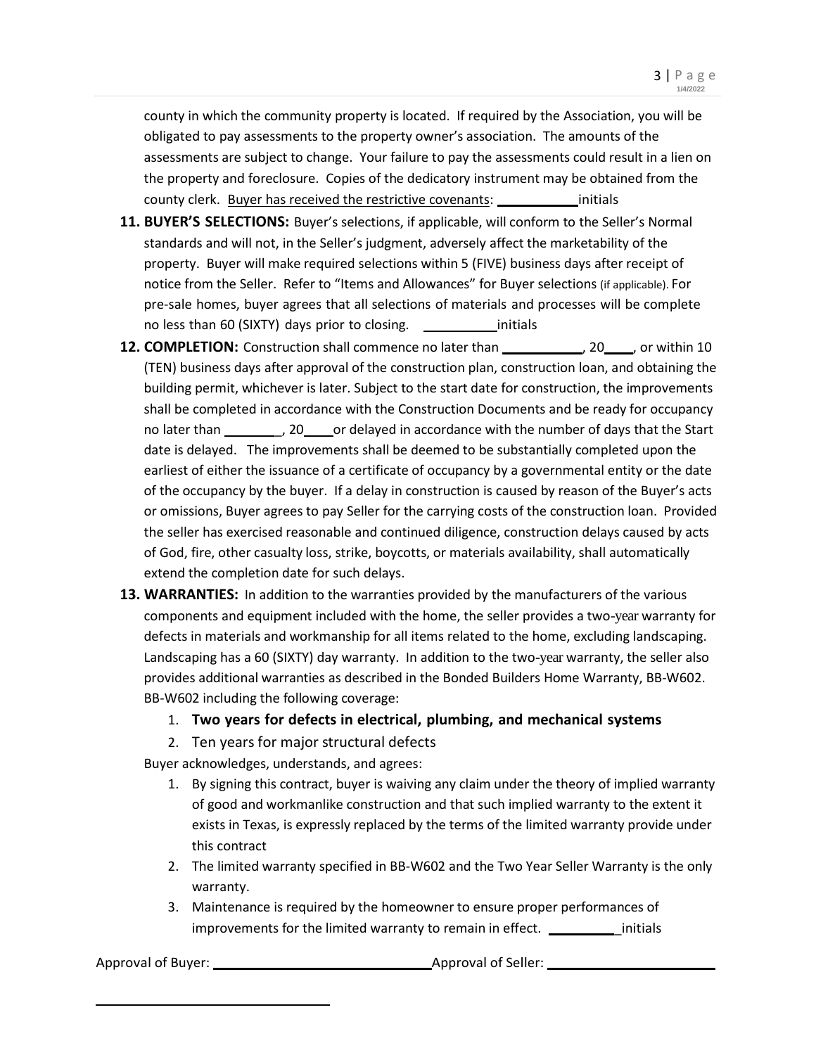county in which the community property is located. If required by the Association, you will be obligated to pay assessments to the property owner's association. The amounts of the assessments are subject to change. Your failure to pay the assessments could result in a lien on the property and foreclosure. Copies of the dedicatory instrument may be obtained from the county clerk. Buyer has received the restrictive covenants: __________initials

11. **BUYER'S SELECTIONS:** Buyer's selections, if applicable, will conform to the Seller's Normal standards and will not, in the Seller's judgment, adversely affect the marketability of the property. Buyer will make required selections within 5 (FIVE) business days after receipt of notice from the Seller. Refer to "Items and Allowances" for Buyer selections (if applicable). For pre-sale homes, buyer agrees that all selections of materials and processes will be complete no less than 60 (SIXTY) days prior to closing. __________initials

12. **COMPLETION:** Construction shall commence no later than __________, 20____, or within 10 (TEN) business days after approval of the construction plan, construction loan, and obtaining the building permit, whichever is later. Subject to the start date for construction, the improvements shall be completed in accordance with the Construction Documents and be ready for occupancy no later than ________, 20____or delayed in accordance with the number of days that the Start date is delayed. The improvements shall be deemed to be substantially completed upon the earliest of either the issuance of a certificate of occupancy by a governmental entity or the date of the occupancy by the buyer. If a delay in construction is caused by reason of the Buyer's acts or omissions, Buyer agrees to pay Seller for the carrying costs of the construction loan. Provided the seller has exercised reasonable and continued diligence, construction delays caused by acts of God, fire, other casualty loss, strike, boycotts, or materials availability, shall automatically extend the completion date for such delays.

13. **WARRANTIES:** In addition to the warranties provided by the manufacturers of the various components and equipment included with the home, the seller provides a two-year warranty for defects in materials and workmanship for all items related to the home, excluding landscaping. Landscaping has a 60 (SIXTY) day warranty. In addition to the two-year warranty, the seller also provides additional warranties as described in the Bonded Builders Home Warranty, BB-W602. BB-W602 including the following coverage:
    1. **Two years for defects in electrical, plumbing, and mechanical systems**
    2. Ten years for major structural defects

    Buyer acknowledges, understands, and agrees:
    1. By signing this contract, buyer is waiving any claim under the theory of implied warranty of good and workmanlike construction and that such implied warranty to the extent it exists in Texas, is expressly replaced by the terms of the limited warranty provide under this contract
    2. The limited warranty specified in BB-W602 and the Two Year Seller Warranty is the only warranty.
    3. Maintenance is required by the homeowner to ensure proper performances of improvements for the limited warranty to remain in effect. _________initials

Approval of Buyer: ____________________________ Approval of Seller: ______________________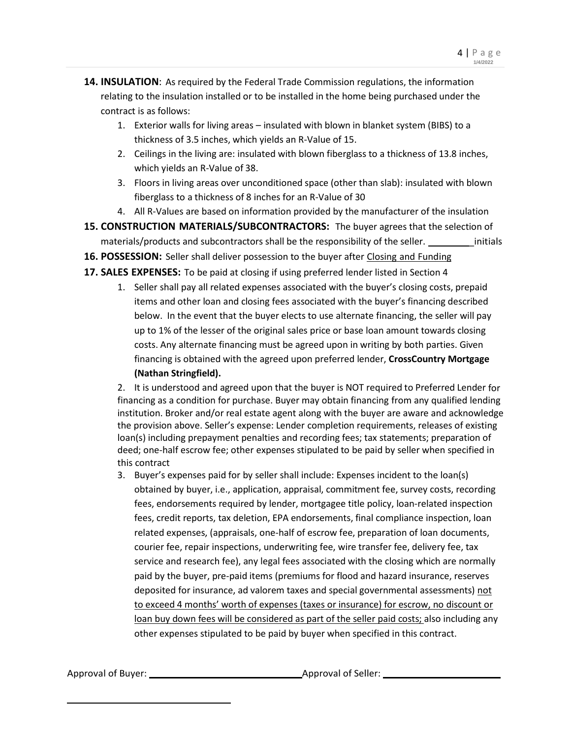**14. INSULATION**: As required by the Federal Trade Commission regulations, the information relating to the insulation installed or to be installed in the home being purchased under the contract is as follows:

1. Exterior walls for living areas – insulated with blown in blanket system (BIBS) to a thickness of 3.5 inches, which yields an R-Value of 15.
2. Ceilings in the living are: insulated with blown fiberglass to a thickness of 13.8 inches, which yields an R-Value of 38.
3. Floors in living areas over unconditioned space (other than slab): insulated with blown fiberglass to a thickness of 8 inches for an R-Value of 30
4. All R-Values are based on information provided by the manufacturer of the insulation

**15. CONSTRUCTION MATERIALS/SUBCONTRACTORS:** The buyer agrees that the selection of materials/products and subcontractors shall be the responsibility of the seller. _________initials

**16. POSSESSION:** Seller shall deliver possession to the buyer after <u>Closing and Funding</u>

**17. SALES EXPENSES:** To be paid at closing if using preferred lender listed in Section 4

1. Seller shall pay all related expenses associated with the buyer's closing costs, prepaid items and other loan and closing fees associated with the buyer's financing described below. In the event that the buyer elects to use alternate financing, the seller will pay up to 1% of the lesser of the original sales price or base loan amount towards closing costs. Any alternate financing must be agreed upon in writing by both parties. Given financing is obtained with the agreed upon preferred lender, **CrossCountry Mortgage (Nathan Stringfield).**

2. It is understood and agreed upon that the buyer is NOT required to Preferred Lender for financing as a condition for purchase. Buyer may obtain financing from any qualified lending institution. Broker and/or real estate agent along with the buyer are aware and acknowledge the provision above. Seller's expense: Lender completion requirements, releases of existing loan(s) including prepayment penalties and recording fees; tax statements; preparation of deed; one-half escrow fee; other expenses stipulated to be paid by seller when specified in this contract

3. Buyer's expenses paid for by seller shall include: Expenses incident to the loan(s) obtained by buyer, i.e., application, appraisal, commitment fee, survey costs, recording fees, endorsements required by lender, mortgagee title policy, loan-related inspection fees, credit reports, tax deletion, EPA endorsements, final compliance inspection, loan related expenses, (appraisals, one-half of escrow fee, preparation of loan documents, courier fee, repair inspections, underwriting fee, wire transfer fee, delivery fee, tax service and research fee), any legal fees associated with the closing which are normally paid by the buyer, pre-paid items (premiums for flood and hazard insurance, reserves deposited for insurance, ad valorem taxes and special governmental assessments) <u>not to exceed 4 months' worth of expenses (taxes or insurance) for escrow, no discount or loan buy down fees will be considered as part of the seller paid costs;</u> also including any other expenses stipulated to be paid by buyer when specified in this contract.

Approval of Buyer: ______________________________ Approval of Seller: ______________________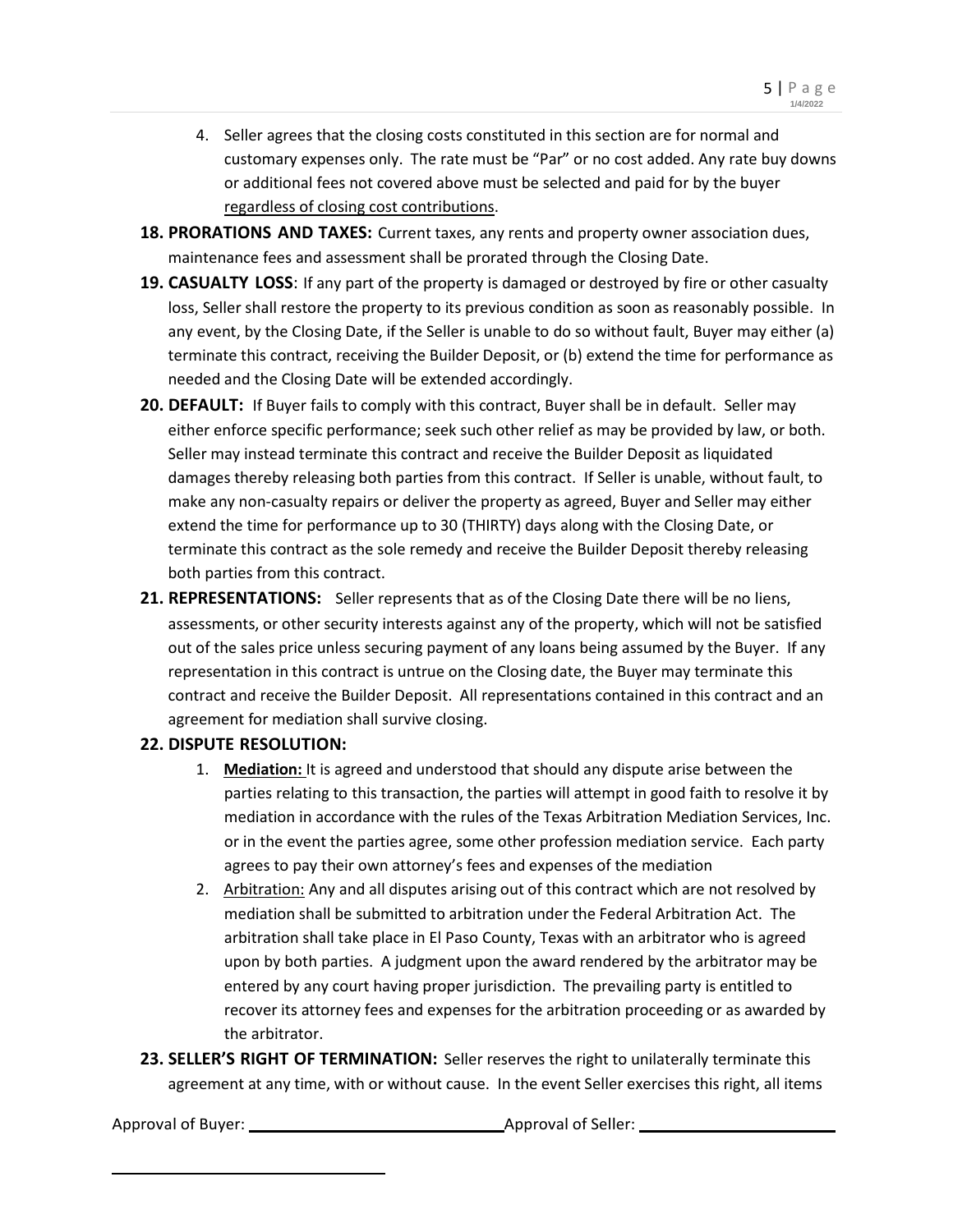4. Seller agrees that the closing costs constituted in this section are for normal and customary expenses only. The rate must be "Par" or no cost added. Any rate buy downs or additional fees not covered above must be selected and paid for by the buyer <u>regardless of closing cost contributions</u>.

**18. PRORATIONS AND TAXES:** Current taxes, any rents and property owner association dues, maintenance fees and assessment shall be prorated through the Closing Date.

**19. CASUALTY LOSS**: If any part of the property is damaged or destroyed by fire or other casualty loss, Seller shall restore the property to its previous condition as soon as reasonably possible. In any event, by the Closing Date, if the Seller is unable to do so without fault, Buyer may either (a) terminate this contract, receiving the Builder Deposit, or (b) extend the time for performance as needed and the Closing Date will be extended accordingly.

**20. DEFAULT:** If Buyer fails to comply with this contract, Buyer shall be in default. Seller may either enforce specific performance; seek such other relief as may be provided by law, or both. Seller may instead terminate this contract and receive the Builder Deposit as liquidated damages thereby releasing both parties from this contract. If Seller is unable, without fault, to make any non-casualty repairs or deliver the property as agreed, Buyer and Seller may either extend the time for performance up to 30 (THIRTY) days along with the Closing Date, or terminate this contract as the sole remedy and receive the Builder Deposit thereby releasing both parties from this contract.

**21. REPRESENTATIONS:** Seller represents that as of the Closing Date there will be no liens, assessments, or other security interests against any of the property, which will not be satisfied out of the sales price unless securing payment of any loans being assumed by the Buyer. If any representation in this contract is untrue on the Closing date, the Buyer may terminate this contract and receive the Builder Deposit. All representations contained in this contract and an agreement for mediation shall survive closing.

**22. DISPUTE RESOLUTION:**

1. **<u>Mediation:</u>** It is agreed and understood that should any dispute arise between the parties relating to this transaction, the parties will attempt in good faith to resolve it by mediation in accordance with the rules of the Texas Arbitration Mediation Services, Inc. or in the event the parties agree, some other profession mediation service. Each party agrees to pay their own attorney's fees and expenses of the mediation
2. <u>Arbitration:</u> Any and all disputes arising out of this contract which are not resolved by mediation shall be submitted to arbitration under the Federal Arbitration Act. The arbitration shall take place in El Paso County, Texas with an arbitrator who is agreed upon by both parties. A judgment upon the award rendered by the arbitrator may be entered by any court having proper jurisdiction. The prevailing party is entitled to recover its attorney fees and expenses for the arbitration proceeding or as awarded by the arbitrator.

**23. SELLER'S RIGHT OF TERMINATION:** Seller reserves the right to unilaterally terminate this agreement at any time, with or without cause. In the event Seller exercises this right, all items

Approval of Buyer: ______________________ Approval of Seller: ______________________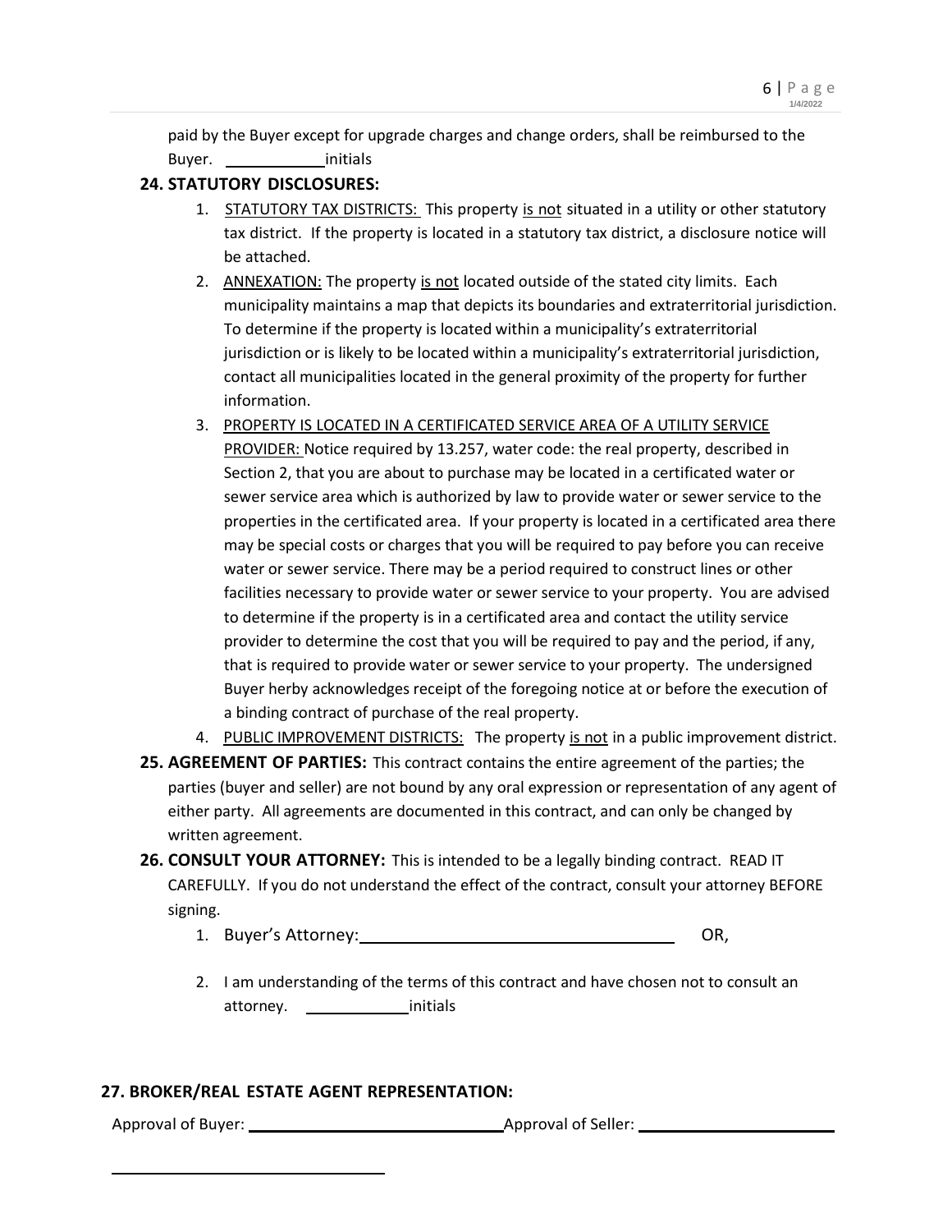paid by the Buyer except for upgrade charges and change orders, shall be reimbursed to the Buyer. ___________initials

**24. STATUTORY DISCLOSURES:**

1. STATUTORY TAX DISTRICTS: This property is not situated in a utility or other statutory tax district. If the property is located in a statutory tax district, a disclosure notice will be attached.
2. ANNEXATION: The property is not located outside of the stated city limits. Each municipality maintains a map that depicts its boundaries and extraterritorial jurisdiction. To determine if the property is located within a municipality's extraterritorial jurisdiction or is likely to be located within a municipality's extraterritorial jurisdiction, contact all municipalities located in the general proximity of the property for further information.
3. PROPERTY IS LOCATED IN A CERTIFICATED SERVICE AREA OF A UTILITY SERVICE PROVIDER: Notice required by 13.257, water code: the real property, described in Section 2, that you are about to purchase may be located in a certificated water or sewer service area which is authorized by law to provide water or sewer service to the properties in the certificated area. If your property is located in a certificated area there may be special costs or charges that you will be required to pay before you can receive water or sewer service. There may be a period required to construct lines or other facilities necessary to provide water or sewer service to your property. You are advised to determine if the property is in a certificated area and contact the utility service provider to determine the cost that you will be required to pay and the period, if any, that is required to provide water or sewer service to your property. The undersigned Buyer herby acknowledges receipt of the foregoing notice at or before the execution of a binding contract of purchase of the real property.
4. PUBLIC IMPROVEMENT DISTRICTS: The property is not in a public improvement district.

**25. AGREEMENT OF PARTIES:** This contract contains the entire agreement of the parties; the parties (buyer and seller) are not bound by any oral expression or representation of any agent of either party. All agreements are documented in this contract, and can only be changed by written agreement.

**26. CONSULT YOUR ATTORNEY:** This is intended to be a legally binding contract. READ IT CAREFULLY. If you do not understand the effect of the contract, consult your attorney BEFORE signing.

1. Buyer's Attorney:___________________________________ OR,
2. I am understanding of the terms of this contract and have chosen not to consult an attorney. ___________initials

**27. BROKER/REAL ESTATE AGENT REPRESENTATION:**

Approval of Buyer: ____________________________ Approval of Seller: ______________________

________________________________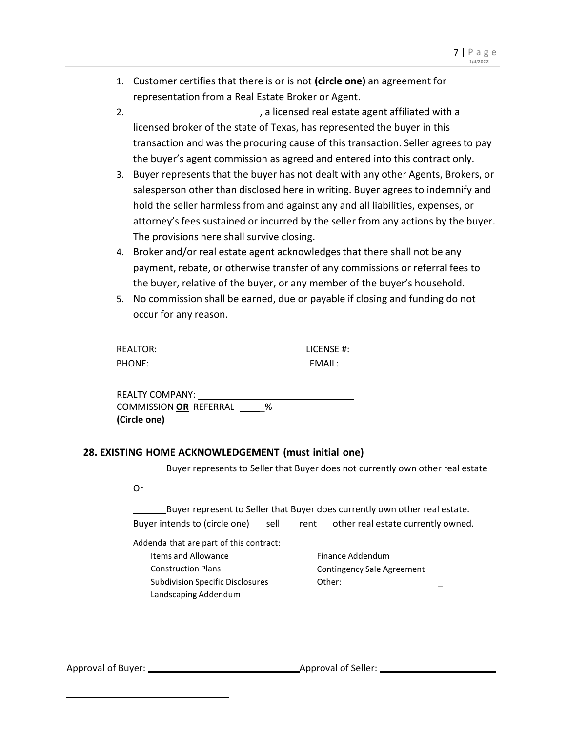1. Customer certifies that there is or is not **(circle one)** an agreement for representation from a Real Estate Broker or Agent. ________
2. ______________________, a licensed real estate agent affiliated with a licensed broker of the state of Texas, has represented the buyer in this transaction and was the procuring cause of this transaction. Seller agrees to pay the buyer's agent commission as agreed and entered into this contract only.
3. Buyer represents that the buyer has not dealt with any other Agents, Brokers, or salesperson other than disclosed here in writing. Buyer agrees to indemnify and hold the seller harmless from and against any and all liabilities, expenses, or attorney's fees sustained or incurred by the seller from any actions by the buyer. The provisions here shall survive closing.
4. Broker and/or real estate agent acknowledges that there shall not be any payment, rebate, or otherwise transfer of any commissions or referral fees to the buyer, relative of the buyer, or any member of the buyer's household.
5. No commission shall be earned, due or payable if closing and funding do not occur for any reason.

REALTOR: ____________________________ LICENSE #: ____________________

PHONE: ________________________ EMAIL: ______________________

REALTY COMPANY: ______________________________

COMMISSION **OR** REFERRAL _____%

**(Circle one)**

## 28. EXISTING HOME ACKNOWLEDGEMENT (must initial one)

_______Buyer represents to Seller that Buyer does not currently own other real estate

Or

_______Buyer represent to Seller that Buyer does currently own other real estate. Buyer intends to (circle one) sell rent other real estate currently owned.

Addenda that are part of this contract:

____Items and Allowance

____Construction Plans

____Subdivision Specific Disclosures

____Landscaping Addendum

____Finance Addendum

____Contingency Sale Agreement

____Other:____________________

Approval of Buyer: ____________________________ Approval of Seller: ______________________

______________________________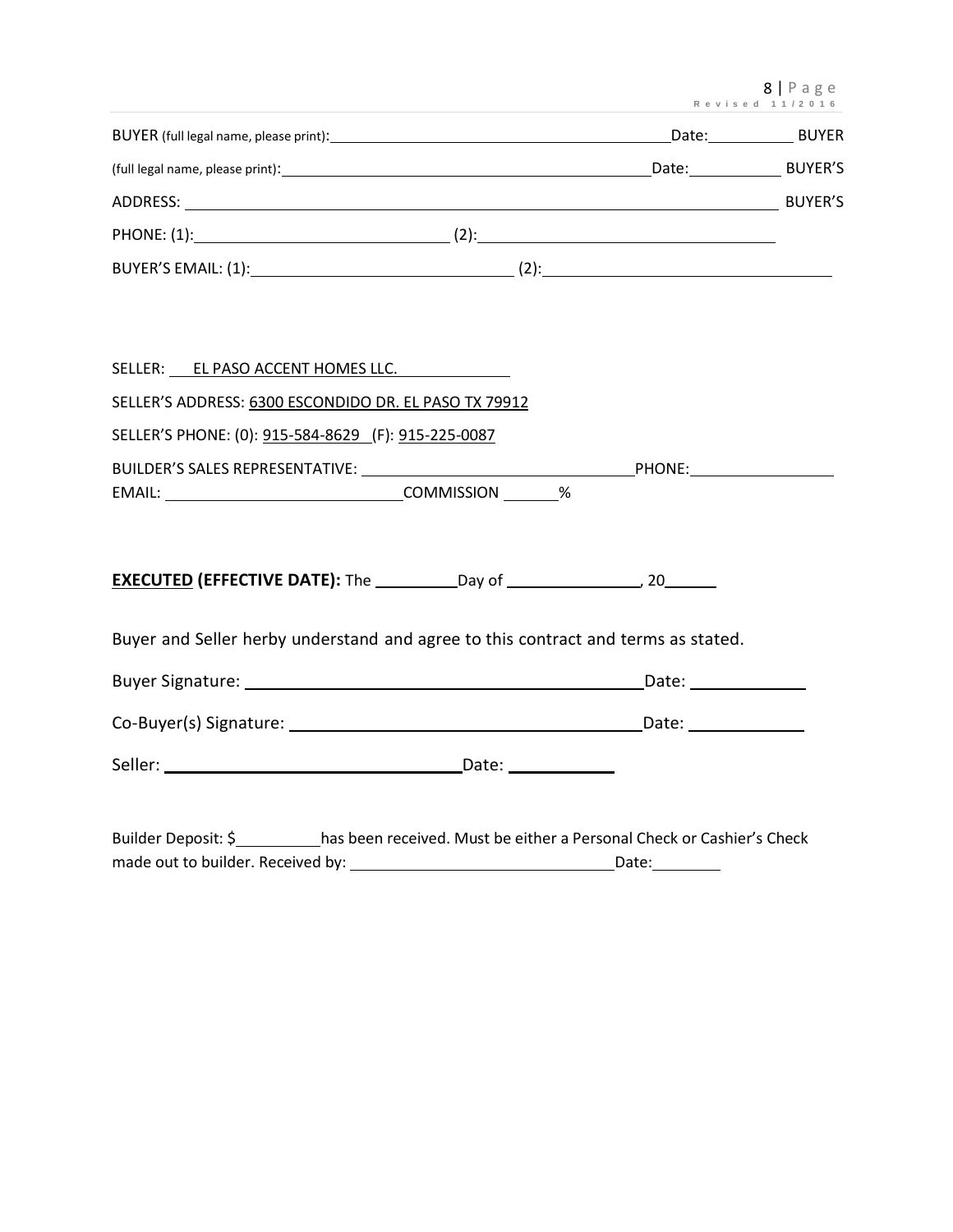BUYER (full legal name, please print): \_\_\_\_\_\_\_\_\_\_\_\_\_\_\_\_\_\_\_\_\_\_\_\_\_\_\_\_\_\_\_\_\_\_\_\_\_\_\_\_ Date: \_\_\_\_\_\_\_\_\_\_ BUYER

(full legal name, please print): \_\_\_\_\_\_\_\_\_\_\_\_\_\_\_\_\_\_\_\_\_\_\_\_\_\_\_\_\_\_\_\_\_\_\_\_\_\_\_\_\_\_\_\_ Date: \_\_\_\_\_\_\_\_\_\_ BUYER'S

ADDRESS: \_\_\_\_\_\_\_\_\_\_\_\_\_\_\_\_\_\_\_\_\_\_\_\_\_\_\_\_\_\_\_\_\_\_\_\_\_\_\_\_\_\_\_\_\_\_\_\_\_\_\_\_\_\_\_\_\_\_\_\_\_\_\_\_ BUYER'S

PHONE: (1): \_\_\_\_\_\_\_\_\_\_\_\_\_\_\_\_\_\_\_\_\_\_\_\_\_\_\_\_ (2): \_\_\_\_\_\_\_\_\_\_\_\_\_\_\_\_\_\_\_\_\_\_\_\_\_\_\_\_\_\_\_\_\_\_

BUYER'S EMAIL: (1): \_\_\_\_\_\_\_\_\_\_\_\_\_\_\_\_\_\_\_\_\_\_\_\_\_\_\_\_\_\_ (2): \_\_\_\_\_\_\_\_\_\_\_\_\_\_\_\_\_\_\_\_\_\_\_\_\_\_\_\_\_\_\_\_\_\_

SELLER: EL PASO ACCENT HOMES LLC.

SELLER'S ADDRESS: 6300 ESCONDIDO DR. EL PASO TX 79912

SELLER'S PHONE: (0): 915-584-8629 (F): 915-225-0087

BUILDER'S SALES REPRESENTATIVE: \_\_\_\_\_\_\_\_\_\_\_\_\_\_\_\_\_\_\_\_\_\_\_\_\_\_\_\_\_\_\_\_ PHONE: \_\_\_\_\_\_\_\_\_\_\_\_\_\_\_\_\_

EMAIL: \_\_\_\_\_\_\_\_\_\_\_\_\_\_\_\_\_\_\_\_\_\_\_\_\_\_\_\_ COMMISSION \_\_\_\_\_\_ %

**<u>EXECUTED</u> (EFFECTIVE DATE):** The \_\_\_\_\_\_\_\_\_ Day of \_\_\_\_\_\_\_\_\_\_\_\_\_\_\_, 20\_\_\_\_\_\_

Buyer and Seller herby understand and agree to this contract and terms as stated.

Buyer Signature: \_\_\_\_\_\_\_\_\_\_\_\_\_\_\_\_\_\_\_\_\_\_\_\_\_\_\_\_\_\_\_\_\_\_\_\_\_\_\_\_\_\_\_\_ Date: \_\_\_\_\_\_\_\_\_\_\_\_\_

Co-Buyer(s) Signature: \_\_\_\_\_\_\_\_\_\_\_\_\_\_\_\_\_\_\_\_\_\_\_\_\_\_\_\_\_\_\_\_\_\_\_\_\_\_\_\_ Date: \_\_\_\_\_\_\_\_\_\_\_\_\_

Seller: \_\_\_\_\_\_\_\_\_\_\_\_\_\_\_\_\_\_\_\_\_\_\_\_\_\_\_\_\_\_\_\_\_\_ Date: \_\_\_\_\_\_\_\_\_\_\_\_

Builder Deposit: $\_\_\_\_\_\_\_\_\_\_ has been received. Must be either a Personal Check or Cashier's Check made out to builder. Received by: \_\_\_\_\_\_\_\_\_\_\_\_\_\_\_\_\_\_\_\_\_\_\_\_\_\_\_\_\_\_ Date: \_\_\_\_\_\_\_\_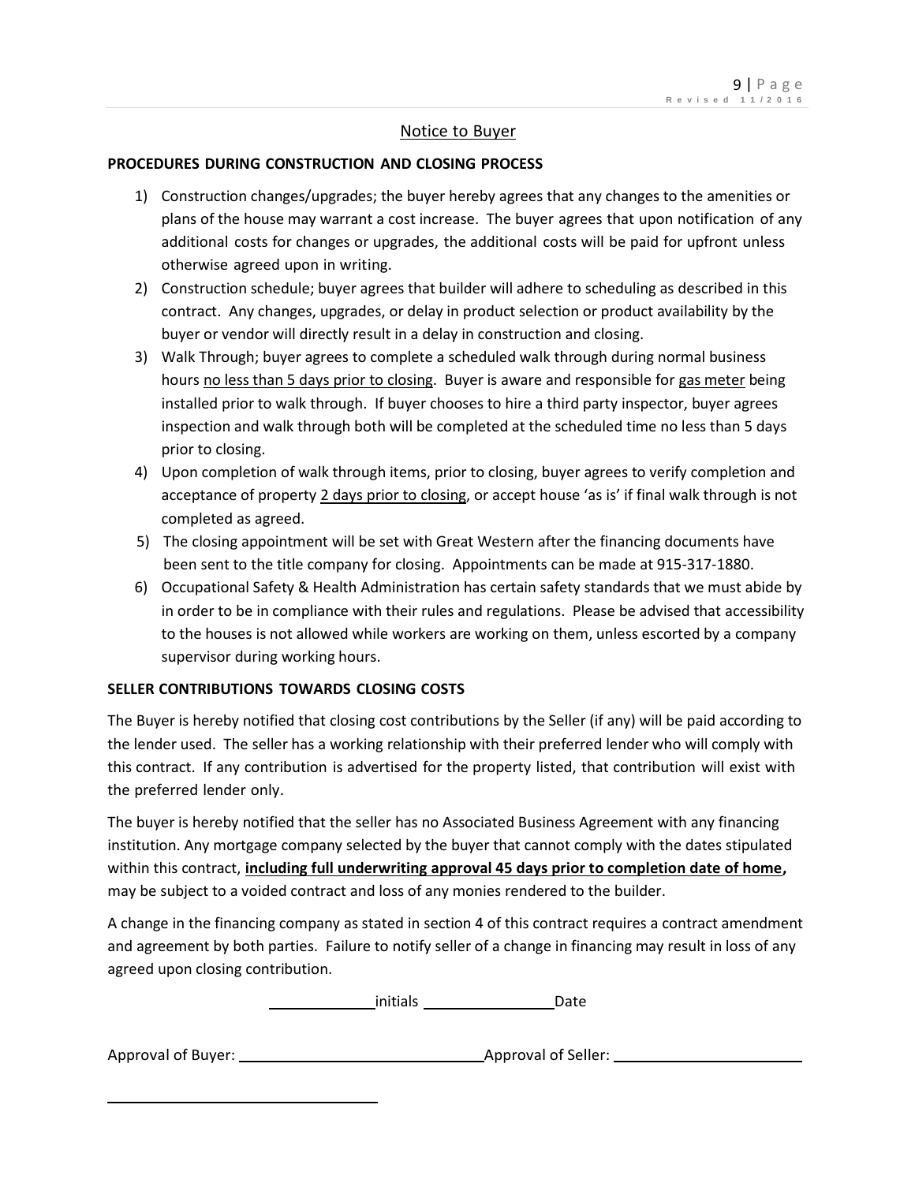## Notice to Buyer

**PROCEDURES DURING CONSTRUCTION AND CLOSING PROCESS**

1) Construction changes/upgrades; the buyer hereby agrees that any changes to the amenities or plans of the house may warrant a cost increase. The buyer agrees that upon notification of any additional costs for changes or upgrades, the additional costs will be paid for upfront unless otherwise agreed upon in writing.
2) Construction schedule; buyer agrees that builder will adhere to scheduling as described in this contract. Any changes, upgrades, or delay in product selection or product availability by the buyer or vendor will directly result in a delay in construction and closing.
3) Walk Through; buyer agrees to complete a scheduled walk through during normal business hours <u>no less than 5 days prior to closing</u>. Buyer is aware and responsible for <u>gas meter</u> being installed prior to walk through. If buyer chooses to hire a third party inspector, buyer agrees inspection and walk through both will be completed at the scheduled time no less than 5 days prior to closing.
4) Upon completion of walk through items, prior to closing, buyer agrees to verify completion and acceptance of property <u>2 days prior to closing</u>, or accept house 'as is' if final walk through is not completed as agreed.
5) The closing appointment will be set with Great Western after the financing documents have been sent to the title company for closing. Appointments can be made at 915-317-1880.
6) Occupational Safety & Health Administration has certain safety standards that we must abide by in order to be in compliance with their rules and regulations. Please be advised that accessibility to the houses is not allowed while workers are working on them, unless escorted by a company supervisor during working hours.

**SELLER CONTRIBUTIONS TOWARDS CLOSING COSTS**

The Buyer is hereby notified that closing cost contributions by the Seller (if any) will be paid according to the lender used. The seller has a working relationship with their preferred lender who will comply with this contract. If any contribution is advertised for the property listed, that contribution will exist with the preferred lender only.

The buyer is hereby notified that the seller has no Associated Business Agreement with any financing institution. Any mortgage company selected by the buyer that cannot comply with the dates stipulated within this contract, **<u>including full underwriting approval 45 days prior to completion date of home</u>,** may be subject to a voided contract and loss of any monies rendered to the builder.

A change in the financing company as stated in section 4 of this contract requires a contract amendment and agreement by both parties. Failure to notify seller of a change in financing may result in loss of any agreed upon closing contribution.

____________ initials ________________ Date

Approval of Buyer: ______________________________ Approval of Seller: ______________________